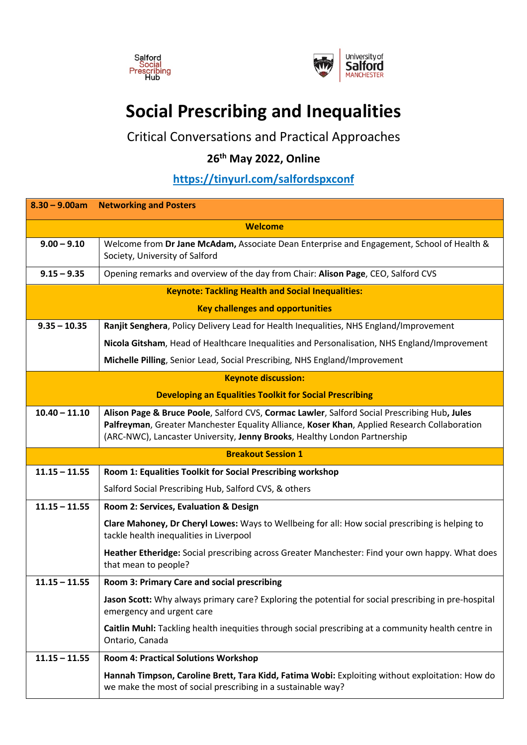Salford Social Prescribing Hub

University of Salford MANCHESTER

# Social Prescribing and Inequalities

## Critical Conversations and Practical Approaches

### 26th May 2022, Online

### https://tinyurl.com/salfordspxconf

| 8.30 – 9.00am | Networking and Posters |
|---|---|
| | **Welcome** |
| **9.00 – 9.10** | Welcome from **Dr Jane McAdam,** Associate Dean Enterprise and Engagement, School of Health & Society, University of Salford |
| **9.15 – 9.35** | Opening remarks and overview of the day from Chair: **Alison Page**, CEO, Salford CVS |
| | **Keynote: Tackling Health and Social Inequalities: Key challenges and opportunities** |
| **9.35 – 10.35** | **Ranjit Senghera**, Policy Delivery Lead for Health Inequalities, NHS England/Improvement<br>**Nicola Gitsham**, Head of Healthcare Inequalities and Personalisation, NHS England/Improvement<br>**Michelle Pilling**, Senior Lead, Social Prescribing, NHS England/Improvement |
| | **Keynote discussion: Developing an Equalities Toolkit for Social Prescribing** |
| **10.40 – 11.10** | **Alison Page & Bruce Poole**, Salford CVS, **Cormac Lawler**, Salford Social Prescribing Hub**, Jules Palfreyman**, Greater Manchester Equality Alliance, **Koser Khan**, Applied Research Collaboration (ARC-NWC), Lancaster University, **Jenny Brooks**, Healthy London Partnership |
| | **Breakout Session 1** |
| **11.15 – 11.55** | **Room 1: Equalities Toolkit for Social Prescribing workshop**<br>Salford Social Prescribing Hub, Salford CVS, & others |
| **11.15 – 11.55** | **Room 2: Services, Evaluation & Design**<br>**Clare Mahoney, Dr Cheryl Lowes:** Ways to Wellbeing for all: How social prescribing is helping to tackle health inequalities in Liverpool<br>**Heather Etheridge:** Social prescribing across Greater Manchester: Find your own happy. What does that mean to people? |
| **11.15 – 11.55** | **Room 3: Primary Care and social prescribing**<br>**Jason Scott:** Why always primary care? Exploring the potential for social prescribing in pre-hospital emergency and urgent care<br>**Caitlin Muhl:** Tackling health inequities through social prescribing at a community health centre in Ontario, Canada |
| **11.15 – 11.55** | **Room 4: Practical Solutions Workshop**<br>**Hannah Timpson, Caroline Brett, Tara Kidd, Fatima Wobi:** Exploiting without exploitation: How do we make the most of social prescribing in a sustainable way? |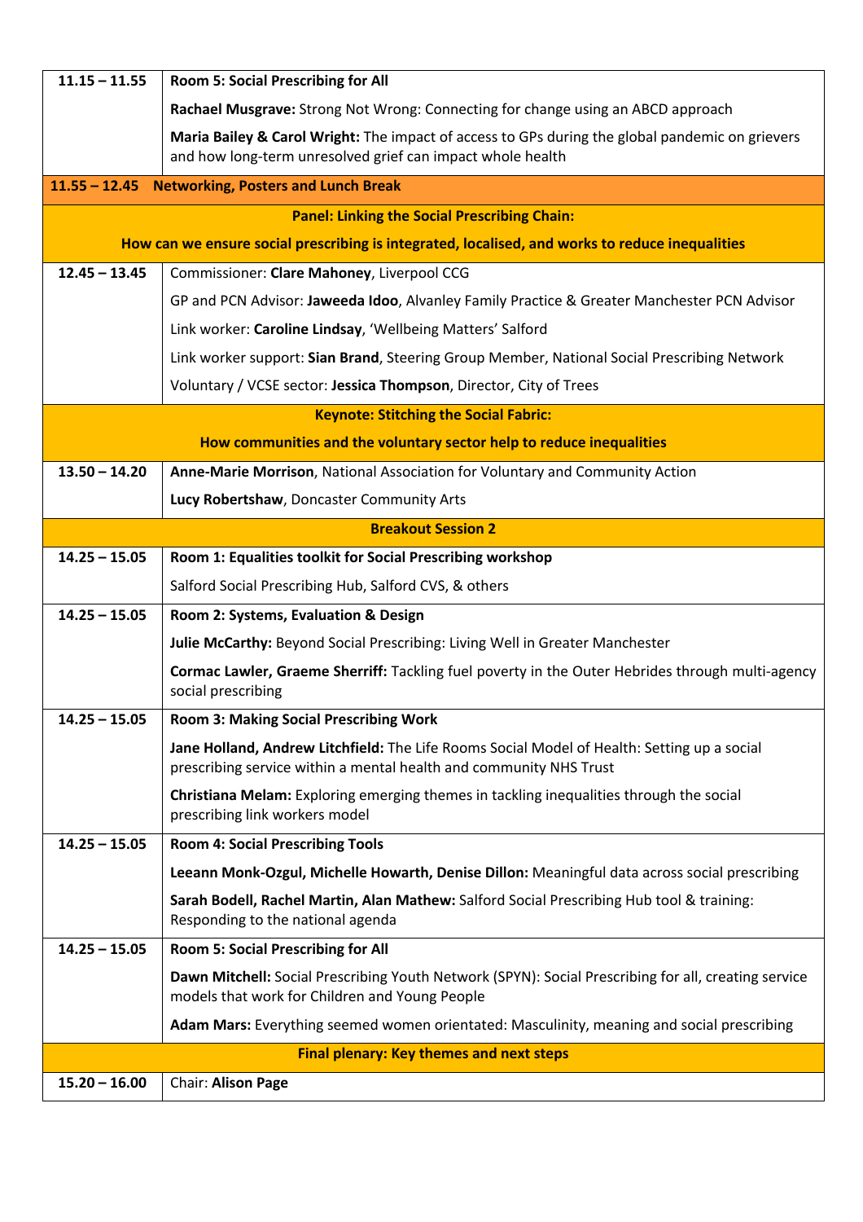| | |
|---|---|
| **11.15 – 11.55** | **Room 5: Social Prescribing for All** |
| | **Rachael Musgrave:** Strong Not Wrong: Connecting for change using an ABCD approach |
| | **Maria Bailey & Carol Wright:** The impact of access to GPs during the global pandemic on grievers and how long-term unresolved grief can impact whole health |
| **11.55 – 12.45** | **Networking, Posters and Lunch Break** |
| | **Panel: Linking the Social Prescribing Chain:** |
| | **How can we ensure social prescribing is integrated, localised, and works to reduce inequalities** |
| **12.45 – 13.45** | Commissioner: **Clare Mahoney**, Liverpool CCG |
| | GP and PCN Advisor: **Jaweeda Idoo**, Alvanley Family Practice & Greater Manchester PCN Advisor |
| | Link worker: **Caroline Lindsay**, 'Wellbeing Matters' Salford |
| | Link worker support: **Sian Brand**, Steering Group Member, National Social Prescribing Network |
| | Voluntary / VCSE sector: **Jessica Thompson**, Director, City of Trees |
| | **Keynote: Stitching the Social Fabric:** |
| | **How communities and the voluntary sector help to reduce inequalities** |
| **13.50 – 14.20** | **Anne-Marie Morrison**, National Association for Voluntary and Community Action |
| | **Lucy Robertshaw**, Doncaster Community Arts |
| | **Breakout Session 2** |
| **14.25 – 15.05** | **Room 1: Equalities toolkit for Social Prescribing workshop** |
| | Salford Social Prescribing Hub, Salford CVS, & others |
| **14.25 – 15.05** | **Room 2: Systems, Evaluation & Design** |
| | **Julie McCarthy:** Beyond Social Prescribing: Living Well in Greater Manchester |
| | **Cormac Lawler, Graeme Sherriff:** Tackling fuel poverty in the Outer Hebrides through multi-agency social prescribing |
| **14.25 – 15.05** | **Room 3: Making Social Prescribing Work** |
| | **Jane Holland, Andrew Litchfield:** The Life Rooms Social Model of Health: Setting up a social prescribing service within a mental health and community NHS Trust |
| | **Christiana Melam:** Exploring emerging themes in tackling inequalities through the social prescribing link workers model |
| **14.25 – 15.05** | **Room 4: Social Prescribing Tools** |
| | **Leeann Monk-Ozgul, Michelle Howarth, Denise Dillon:** Meaningful data across social prescribing |
| | **Sarah Bodell, Rachel Martin, Alan Mathew:** Salford Social Prescribing Hub tool & training: Responding to the national agenda |
| **14.25 – 15.05** | **Room 5: Social Prescribing for All** |
| | **Dawn Mitchell:** Social Prescribing Youth Network (SPYN): Social Prescribing for all, creating service models that work for Children and Young People |
| | **Adam Mars:** Everything seemed women orientated: Masculinity, meaning and social prescribing |
| | **Final plenary: Key themes and next steps** |
| **15.20 – 16.00** | Chair: **Alison Page** |